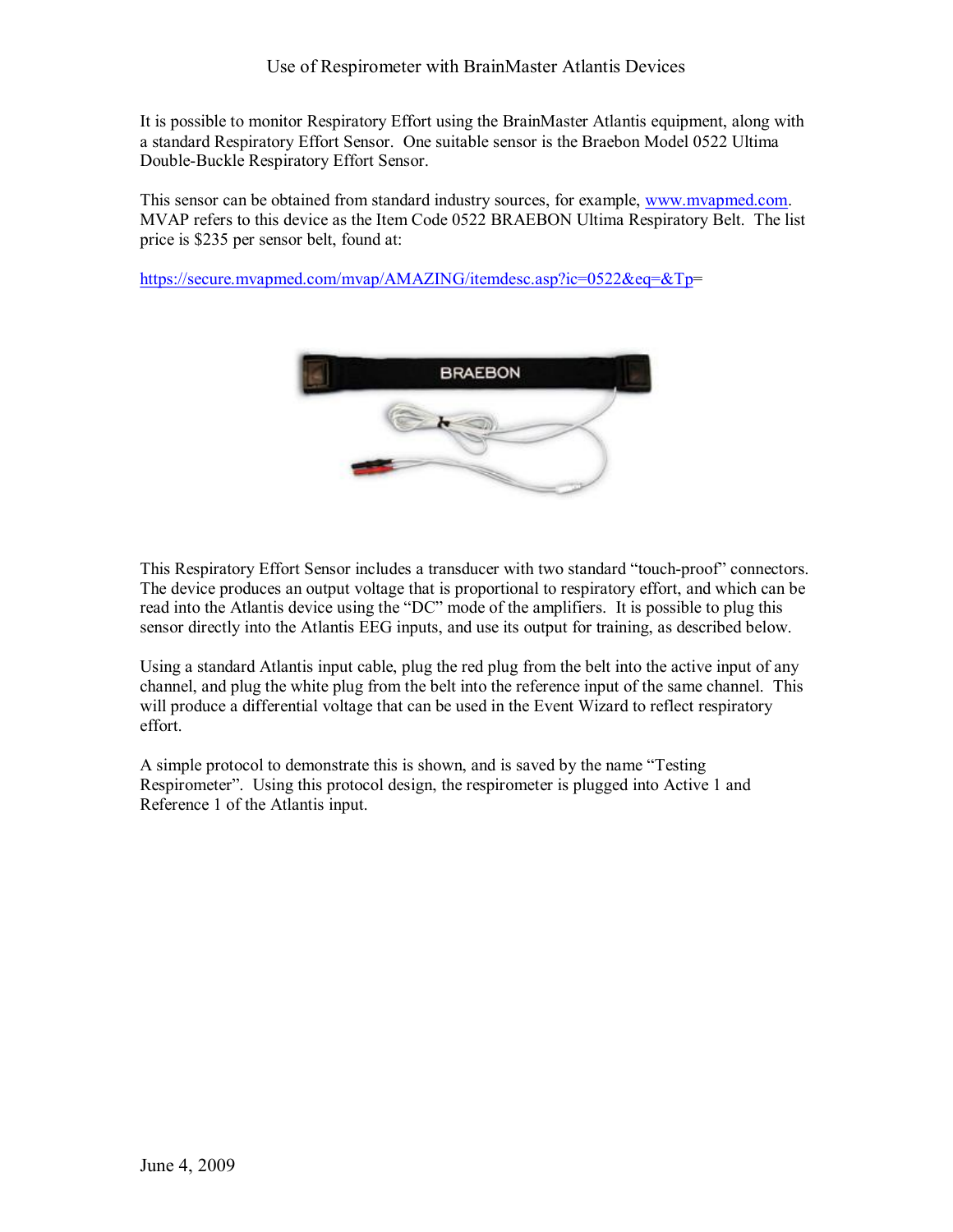# Use of Respirometer with BrainMaster Atlantis Devices

It is possible to monitor Respiratory Effort using the BrainMaster Atlantis equipment, along with a standard Respiratory Effort Sensor. One suitable sensor is the Braebon Model 0522 Ultima Double-Buckle Respiratory Effort Sensor.

This sensor can be obtained from standard industry sources, for example, www.mvapmed.com. MVAP refers to this device as the Item Code 0522 BRAEBON Ultima Respiratory Belt. The list price is $235 per sensor belt, found at:

https://secure.mvapmed.com/mvap/AMAZING/itemdesc.asp?ic=0522&eq=&Tp=

This Respiratory Effort Sensor includes a transducer with two standard "touch-proof" connectors. The device produces an output voltage that is proportional to respiratory effort, and which can be read into the Atlantis device using the "DC" mode of the amplifiers. It is possible to plug this sensor directly into the Atlantis EEG inputs, and use its output for training, as described below.

Using a standard Atlantis input cable, plug the red plug from the belt into the active input of any channel, and plug the white plug from the belt into the reference input of the same channel. This will produce a differential voltage that can be used in the Event Wizard to reflect respiratory effort.

A simple protocol to demonstrate this is shown, and is saved by the name "Testing Respirometer". Using this protocol design, the respirometer is plugged into Active 1 and Reference 1 of the Atlantis input.

June 4, 2009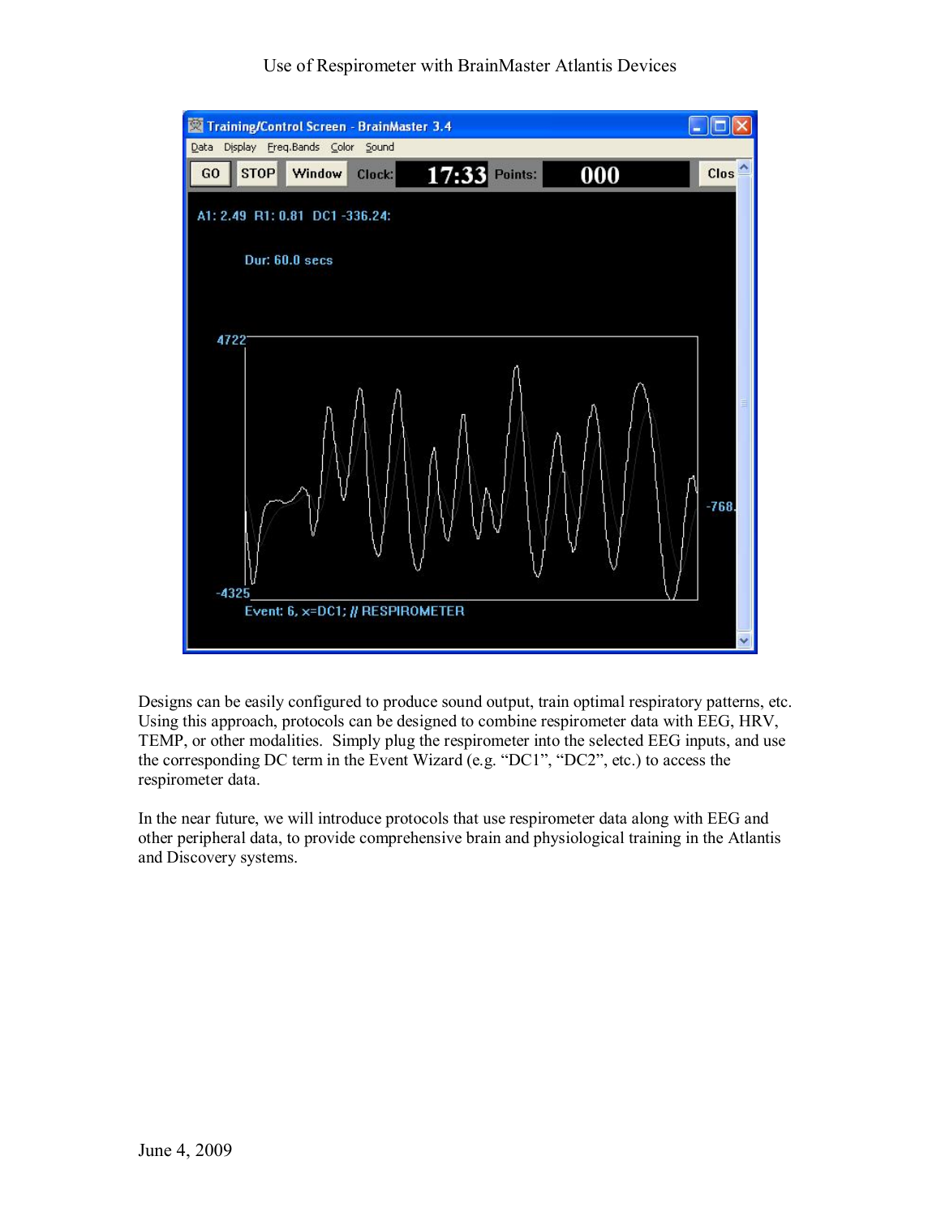Training/Control Screen - BrainMaster 3.4

Data Display Freq.Bands Color Sound

GO STOP Window Clock: 17:33 Points: 000 Clos

A1: 2.49 R1: 0.81 DC1 -336.24:

Dur: 60.0 secs

4722

-768.

-4325

Event: 6, x=DC1; // RESPIROMETER

Designs can be easily configured to produce sound output, train optimal respiratory patterns, etc. Using this approach, protocols can be designed to combine respirometer data with EEG, HRV, TEMP, or other modalities. Simply plug the respirometer into the selected EEG inputs, and use the corresponding DC term in the Event Wizard (e.g. "DC1", "DC2", etc.) to access the respirometer data.

In the near future, we will introduce protocols that use respirometer data along with EEG and other peripheral data, to provide comprehensive brain and physiological training in the Atlantis and Discovery systems.